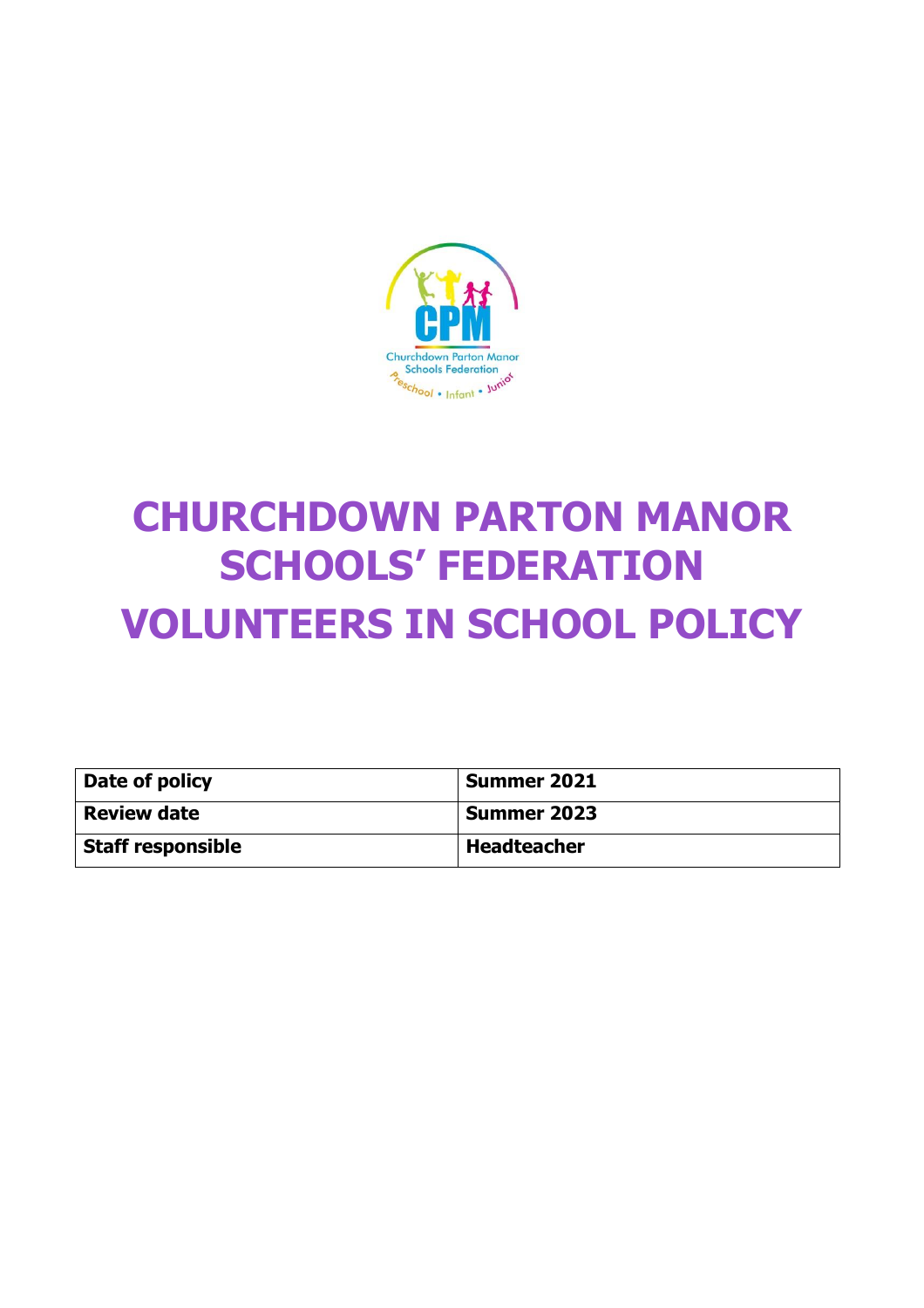# CHURCHDOWN PARTON MANOR SCHOOLS' FEDERATION

# VOLUNTEERS IN SCHOOL POLICY

| **Date of policy** | **Summer 2021** |
|---|---|
| **Review date** | **Summer 2023** |
| **Staff responsible** | **Headteacher** |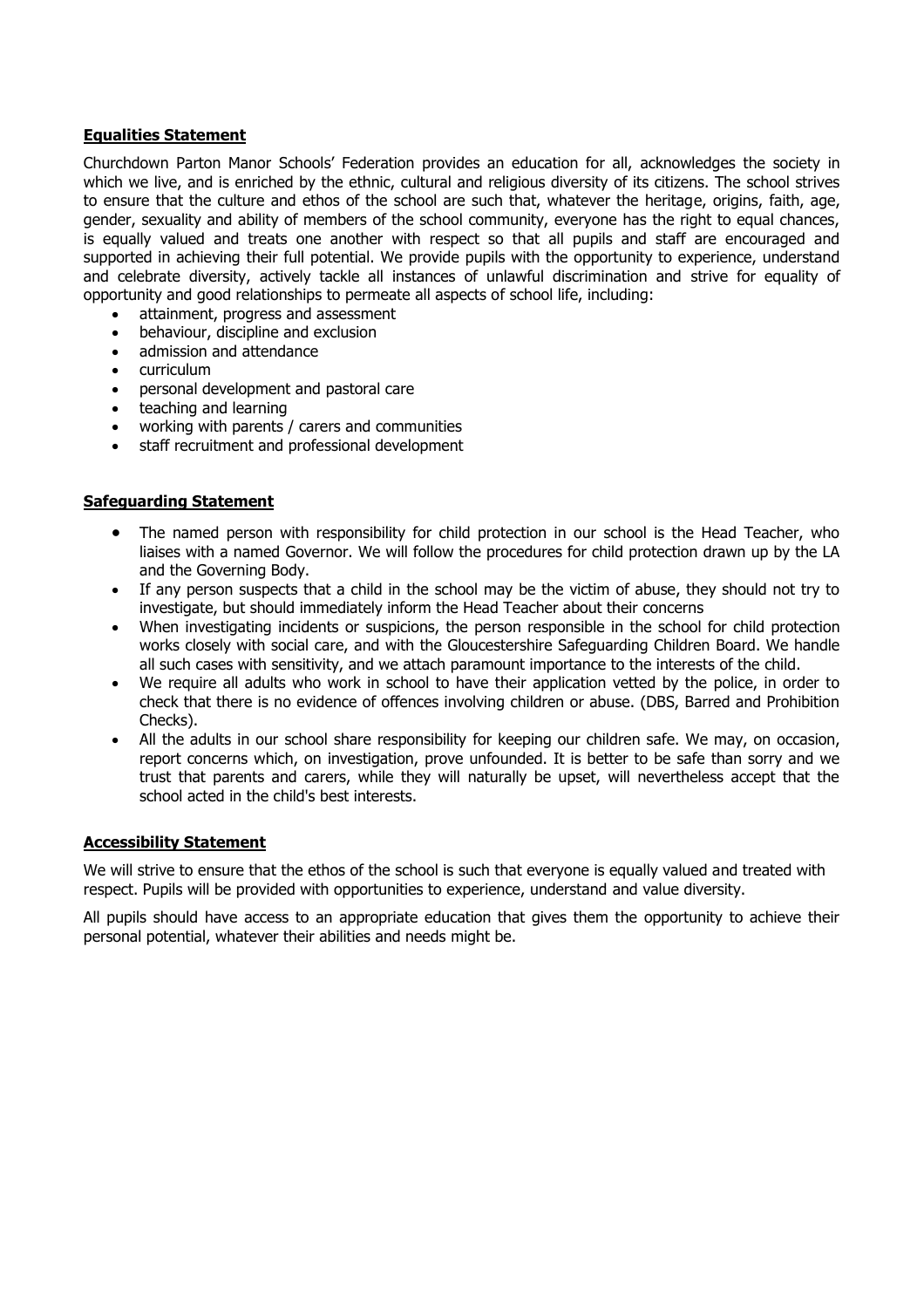## Equalities Statement

Churchdown Parton Manor Schools' Federation provides an education for all, acknowledges the society in which we live, and is enriched by the ethnic, cultural and religious diversity of its citizens. The school strives to ensure that the culture and ethos of the school are such that, whatever the heritage, origins, faith, age, gender, sexuality and ability of members of the school community, everyone has the right to equal chances, is equally valued and treats one another with respect so that all pupils and staff are encouraged and supported in achieving their full potential. We provide pupils with the opportunity to experience, understand and celebrate diversity, actively tackle all instances of unlawful discrimination and strive for equality of opportunity and good relationships to permeate all aspects of school life, including:

- attainment, progress and assessment
- behaviour, discipline and exclusion
- admission and attendance
- curriculum
- personal development and pastoral care
- teaching and learning
- working with parents / carers and communities
- staff recruitment and professional development

## Safeguarding Statement

- The named person with responsibility for child protection in our school is the Head Teacher, who liaises with a named Governor. We will follow the procedures for child protection drawn up by the LA and the Governing Body.
- If any person suspects that a child in the school may be the victim of abuse, they should not try to investigate, but should immediately inform the Head Teacher about their concerns
- When investigating incidents or suspicions, the person responsible in the school for child protection works closely with social care, and with the Gloucestershire Safeguarding Children Board. We handle all such cases with sensitivity, and we attach paramount importance to the interests of the child.
- We require all adults who work in school to have their application vetted by the police, in order to check that there is no evidence of offences involving children or abuse. (DBS, Barred and Prohibition Checks).
- All the adults in our school share responsibility for keeping our children safe. We may, on occasion, report concerns which, on investigation, prove unfounded. It is better to be safe than sorry and we trust that parents and carers, while they will naturally be upset, will nevertheless accept that the school acted in the child's best interests.

## Accessibility Statement

We will strive to ensure that the ethos of the school is such that everyone is equally valued and treated with respect. Pupils will be provided with opportunities to experience, understand and value diversity.

All pupils should have access to an appropriate education that gives them the opportunity to achieve their personal potential, whatever their abilities and needs might be.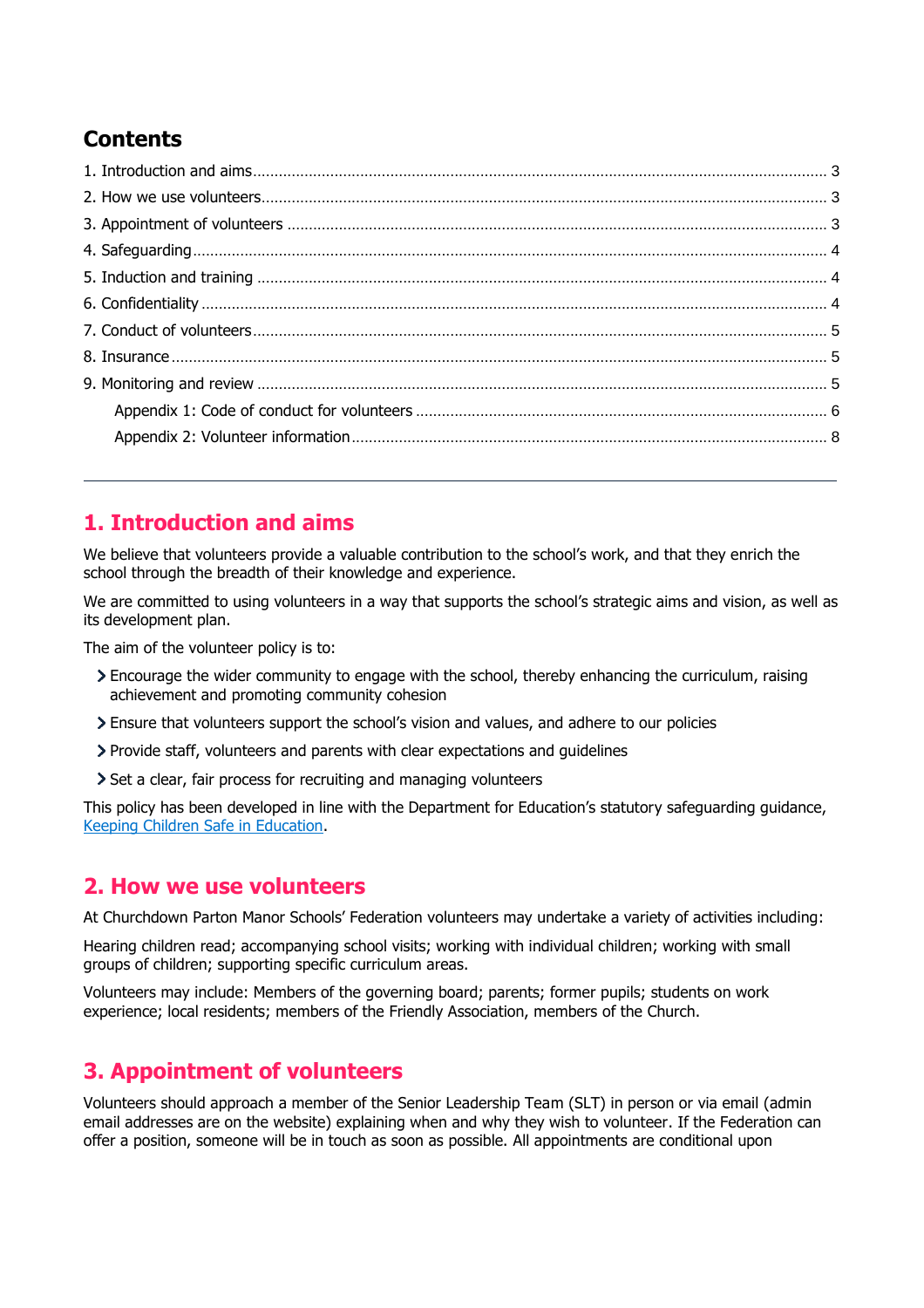## Contents

1. Introduction and aims ........ 3
2. How we use volunteers ........ 3
3. Appointment of volunteers ........ 3
4. Safeguarding ........ 4
5. Induction and training ........ 4
6. Confidentiality ........ 4
7. Conduct of volunteers ........ 5
8. Insurance ........ 5
9. Monitoring and review ........ 5
   - Appendix 1: Code of conduct for volunteers ........ 6
   - Appendix 2: Volunteer information ........ 8

---

## 1. Introduction and aims

We believe that volunteers provide a valuable contribution to the school's work, and that they enrich the school through the breadth of their knowledge and experience.

We are committed to using volunteers in a way that supports the school's strategic aims and vision, as well as its development plan.

The aim of the volunteer policy is to:

- Encourage the wider community to engage with the school, thereby enhancing the curriculum, raising achievement and promoting community cohesion
- Ensure that volunteers support the school's vision and values, and adhere to our policies
- Provide staff, volunteers and parents with clear expectations and guidelines
- Set a clear, fair process for recruiting and managing volunteers

This policy has been developed in line with the Department for Education's statutory safeguarding guidance, [Keeping Children Safe in Education](Keeping Children Safe in Education).

## 2. How we use volunteers

At Churchdown Parton Manor Schools' Federation volunteers may undertake a variety of activities including:

Hearing children read; accompanying school visits; working with individual children; working with small groups of children; supporting specific curriculum areas.

Volunteers may include: Members of the governing board; parents; former pupils; students on work experience; local residents; members of the Friendly Association, members of the Church.

## 3. Appointment of volunteers

Volunteers should approach a member of the Senior Leadership Team (SLT) in person or via email (admin email addresses are on the website) explaining when and why they wish to volunteer. If the Federation can offer a position, someone will be in touch as soon as possible. All appointments are conditional upon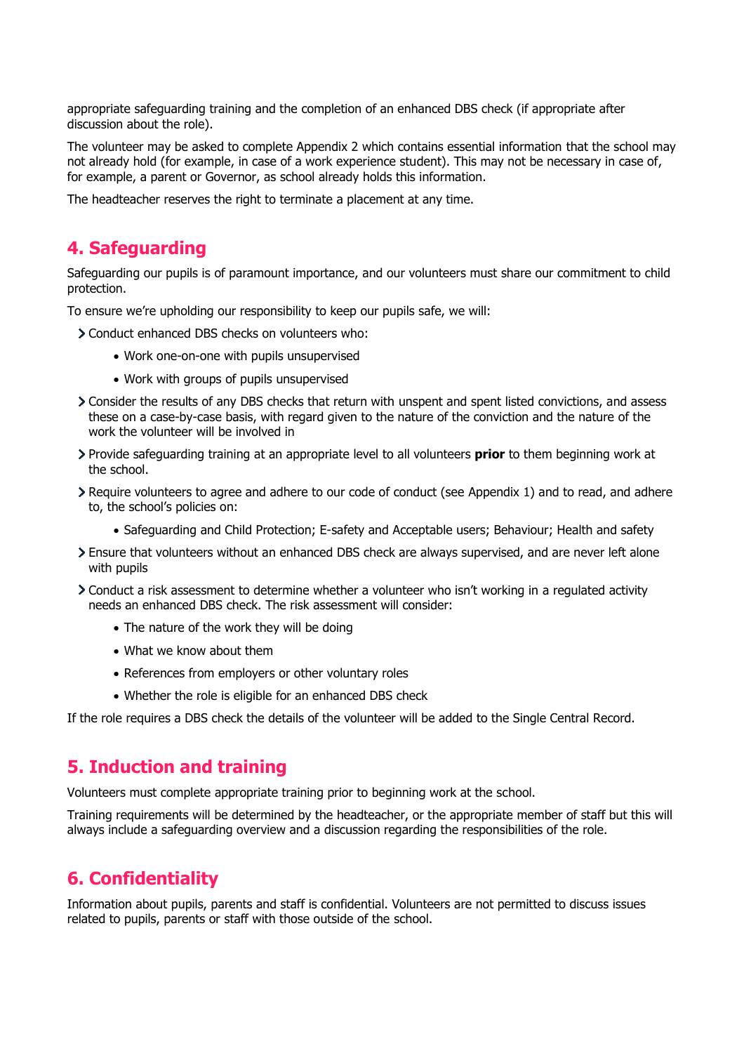appropriate safeguarding training and the completion of an enhanced DBS check (if appropriate after discussion about the role).

The volunteer may be asked to complete Appendix 2 which contains essential information that the school may not already hold (for example, in case of a work experience student). This may not be necessary in case of, for example, a parent or Governor, as school already holds this information.

The headteacher reserves the right to terminate a placement at any time.

## 4. Safeguarding

Safeguarding our pupils is of paramount importance, and our volunteers must share our commitment to child protection.

To ensure we're upholding our responsibility to keep our pupils safe, we will:

- Conduct enhanced DBS checks on volunteers who:
  - Work one-on-one with pupils unsupervised
  - Work with groups of pupils unsupervised
- Consider the results of any DBS checks that return with unspent and spent listed convictions, and assess these on a case-by-case basis, with regard given to the nature of the conviction and the nature of the work the volunteer will be involved in
- Provide safeguarding training at an appropriate level to all volunteers **prior** to them beginning work at the school.
- Require volunteers to agree and adhere to our code of conduct (see Appendix 1) and to read, and adhere to, the school's policies on:
  - Safeguarding and Child Protection; E-safety and Acceptable users; Behaviour; Health and safety
- Ensure that volunteers without an enhanced DBS check are always supervised, and are never left alone with pupils
- Conduct a risk assessment to determine whether a volunteer who isn't working in a regulated activity needs an enhanced DBS check. The risk assessment will consider:
  - The nature of the work they will be doing
  - What we know about them
  - References from employers or other voluntary roles
  - Whether the role is eligible for an enhanced DBS check

If the role requires a DBS check the details of the volunteer will be added to the Single Central Record.

## 5. Induction and training

Volunteers must complete appropriate training prior to beginning work at the school.

Training requirements will be determined by the headteacher, or the appropriate member of staff but this will always include a safeguarding overview and a discussion regarding the responsibilities of the role.

## 6. Confidentiality

Information about pupils, parents and staff is confidential. Volunteers are not permitted to discuss issues related to pupils, parents or staff with those outside of the school.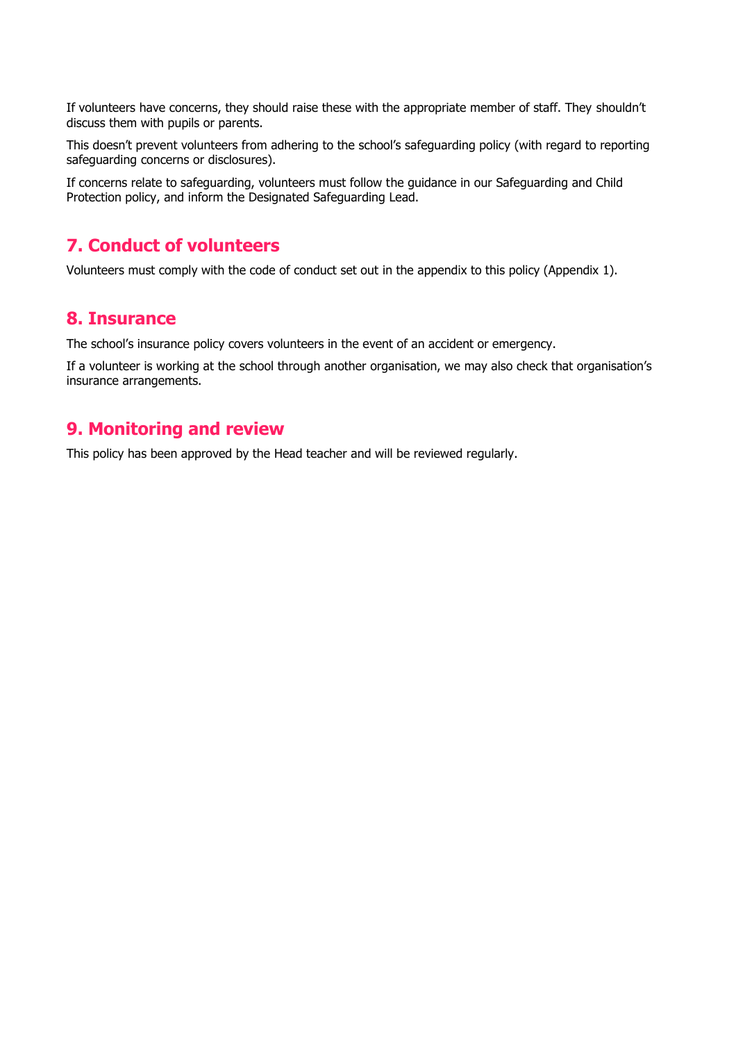If volunteers have concerns, they should raise these with the appropriate member of staff. They shouldn't discuss them with pupils or parents.

This doesn't prevent volunteers from adhering to the school's safeguarding policy (with regard to reporting safeguarding concerns or disclosures).

If concerns relate to safeguarding, volunteers must follow the guidance in our Safeguarding and Child Protection policy, and inform the Designated Safeguarding Lead.

## 7. Conduct of volunteers

Volunteers must comply with the code of conduct set out in the appendix to this policy (Appendix 1).

## 8. Insurance

The school's insurance policy covers volunteers in the event of an accident or emergency.

If a volunteer is working at the school through another organisation, we may also check that organisation's insurance arrangements.

## 9. Monitoring and review

This policy has been approved by the Head teacher and will be reviewed regularly.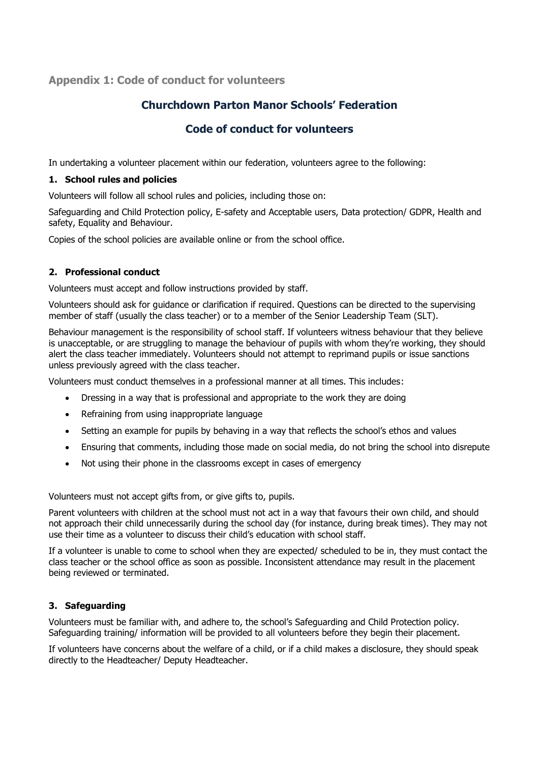## Appendix 1: Code of conduct for volunteers

### Churchdown Parton Manor Schools' Federation

### Code of conduct for volunteers

In undertaking a volunteer placement within our federation, volunteers agree to the following:

#### 1. School rules and policies

Volunteers will follow all school rules and policies, including those on:

Safeguarding and Child Protection policy, E-safety and Acceptable users, Data protection/ GDPR, Health and safety, Equality and Behaviour.

Copies of the school policies are available online or from the school office.

#### 2. Professional conduct

Volunteers must accept and follow instructions provided by staff.

Volunteers should ask for guidance or clarification if required. Questions can be directed to the supervising member of staff (usually the class teacher) or to a member of the Senior Leadership Team (SLT).

Behaviour management is the responsibility of school staff. If volunteers witness behaviour that they believe is unacceptable, or are struggling to manage the behaviour of pupils with whom they're working, they should alert the class teacher immediately. Volunteers should not attempt to reprimand pupils or issue sanctions unless previously agreed with the class teacher.

Volunteers must conduct themselves in a professional manner at all times. This includes:

- Dressing in a way that is professional and appropriate to the work they are doing
- Refraining from using inappropriate language
- Setting an example for pupils by behaving in a way that reflects the school's ethos and values
- Ensuring that comments, including those made on social media, do not bring the school into disrepute
- Not using their phone in the classrooms except in cases of emergency

Volunteers must not accept gifts from, or give gifts to, pupils.

Parent volunteers with children at the school must not act in a way that favours their own child, and should not approach their child unnecessarily during the school day (for instance, during break times). They may not use their time as a volunteer to discuss their child's education with school staff.

If a volunteer is unable to come to school when they are expected/ scheduled to be in, they must contact the class teacher or the school office as soon as possible. Inconsistent attendance may result in the placement being reviewed or terminated.

#### 3. Safeguarding

Volunteers must be familiar with, and adhere to, the school's Safeguarding and Child Protection policy. Safeguarding training/ information will be provided to all volunteers before they begin their placement.

If volunteers have concerns about the welfare of a child, or if a child makes a disclosure, they should speak directly to the Headteacher/ Deputy Headteacher.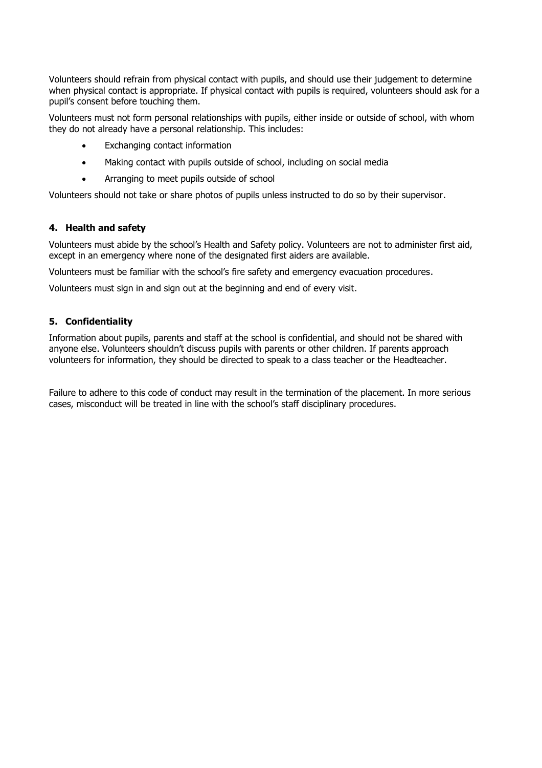Volunteers should refrain from physical contact with pupils, and should use their judgement to determine when physical contact is appropriate. If physical contact with pupils is required, volunteers should ask for a pupil's consent before touching them.

Volunteers must not form personal relationships with pupils, either inside or outside of school, with whom they do not already have a personal relationship. This includes:

- Exchanging contact information
- Making contact with pupils outside of school, including on social media
- Arranging to meet pupils outside of school

Volunteers should not take or share photos of pupils unless instructed to do so by their supervisor.

## 4. Health and safety

Volunteers must abide by the school's Health and Safety policy. Volunteers are not to administer first aid, except in an emergency where none of the designated first aiders are available.

Volunteers must be familiar with the school's fire safety and emergency evacuation procedures.

Volunteers must sign in and sign out at the beginning and end of every visit.

## 5. Confidentiality

Information about pupils, parents and staff at the school is confidential, and should not be shared with anyone else. Volunteers shouldn't discuss pupils with parents or other children. If parents approach volunteers for information, they should be directed to speak to a class teacher or the Headteacher.

Failure to adhere to this code of conduct may result in the termination of the placement. In more serious cases, misconduct will be treated in line with the school's staff disciplinary procedures.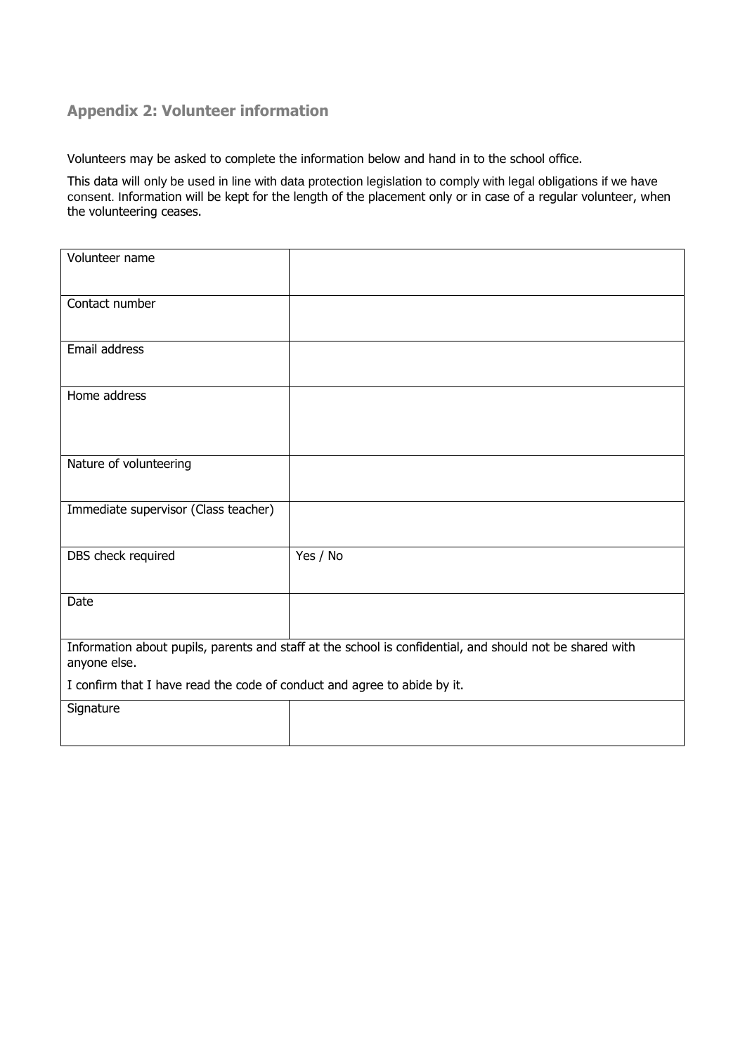## Appendix 2: Volunteer information

Volunteers may be asked to complete the information below and hand in to the school office.

This data will only be used in line with data protection legislation to comply with legal obligations if we have consent. Information will be kept for the length of the placement only or in case of a regular volunteer, when the volunteering ceases.

| | |
|---|---|
| Volunteer name | |
| Contact number | |
| Email address | |
| Home address | |
| Nature of volunteering | |
| Immediate supervisor (Class teacher) | |
| DBS check required | Yes / No |
| Date | |
| Information about pupils, parents and staff at the school is confidential, and should not be shared with anyone else.<br><br>I confirm that I have read the code of conduct and agree to abide by it. | |
| Signature | |